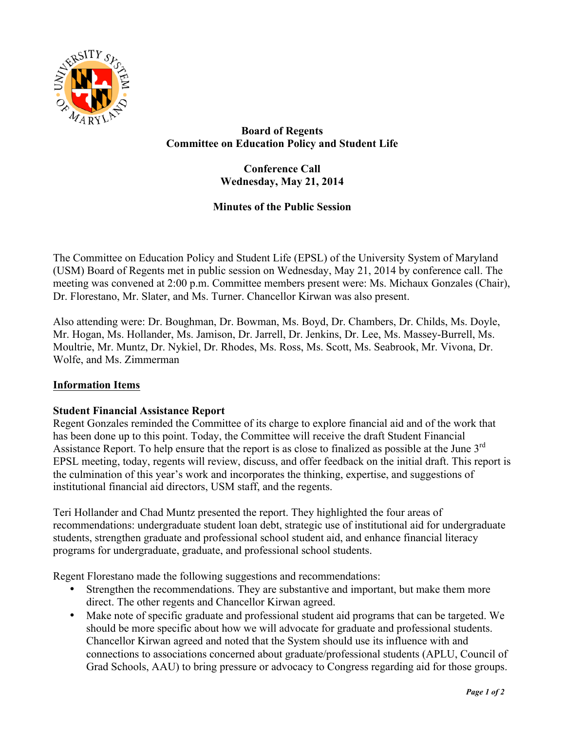**Board of Regents**
**Committee on Education Policy and Student Life**

**Conference Call**
**Wednesday, May 21, 2014**

**Minutes of the Public Session**

The Committee on Education Policy and Student Life (EPSL) of the University System of Maryland (USM) Board of Regents met in public session on Wednesday, May 21, 2014 by conference call. The meeting was convened at 2:00 p.m. Committee members present were: Ms. Michaux Gonzales (Chair), Dr. Florestano, Mr. Slater, and Ms. Turner. Chancellor Kirwan was also present.

Also attending were: Dr. Boughman, Dr. Bowman, Ms. Boyd, Dr. Chambers, Dr. Childs, Ms. Doyle, Mr. Hogan, Ms. Hollander, Ms. Jamison, Dr. Jarrell, Dr. Jenkins, Dr. Lee, Ms. Massey-Burrell, Ms. Moultrie, Mr. Muntz, Dr. Nykiel, Dr. Rhodes, Ms. Ross, Ms. Scott, Ms. Seabrook, Mr. Vivona, Dr. Wolfe, and Ms. Zimmerman

## Information Items

**Student Financial Assistance Report**
Regent Gonzales reminded the Committee of its charge to explore financial aid and of the work that has been done up to this point. Today, the Committee will receive the draft Student Financial Assistance Report. To help ensure that the report is as close to finalized as possible at the June 3rd EPSL meeting, today, regents will review, discuss, and offer feedback on the initial draft. This report is the culmination of this year's work and incorporates the thinking, expertise, and suggestions of institutional financial aid directors, USM staff, and the regents.

Teri Hollander and Chad Muntz presented the report. They highlighted the four areas of recommendations: undergraduate student loan debt, strategic use of institutional aid for undergraduate students, strengthen graduate and professional school student aid, and enhance financial literacy programs for undergraduate, graduate, and professional school students.

Regent Florestano made the following suggestions and recommendations:

- Strengthen the recommendations. They are substantive and important, but make them more direct. The other regents and Chancellor Kirwan agreed.
- Make note of specific graduate and professional student aid programs that can be targeted. We should be more specific about how we will advocate for graduate and professional students. Chancellor Kirwan agreed and noted that the System should use its influence with and connections to associations concerned about graduate/professional students (APLU, Council of Grad Schools, AAU) to bring pressure or advocacy to Congress regarding aid for those groups.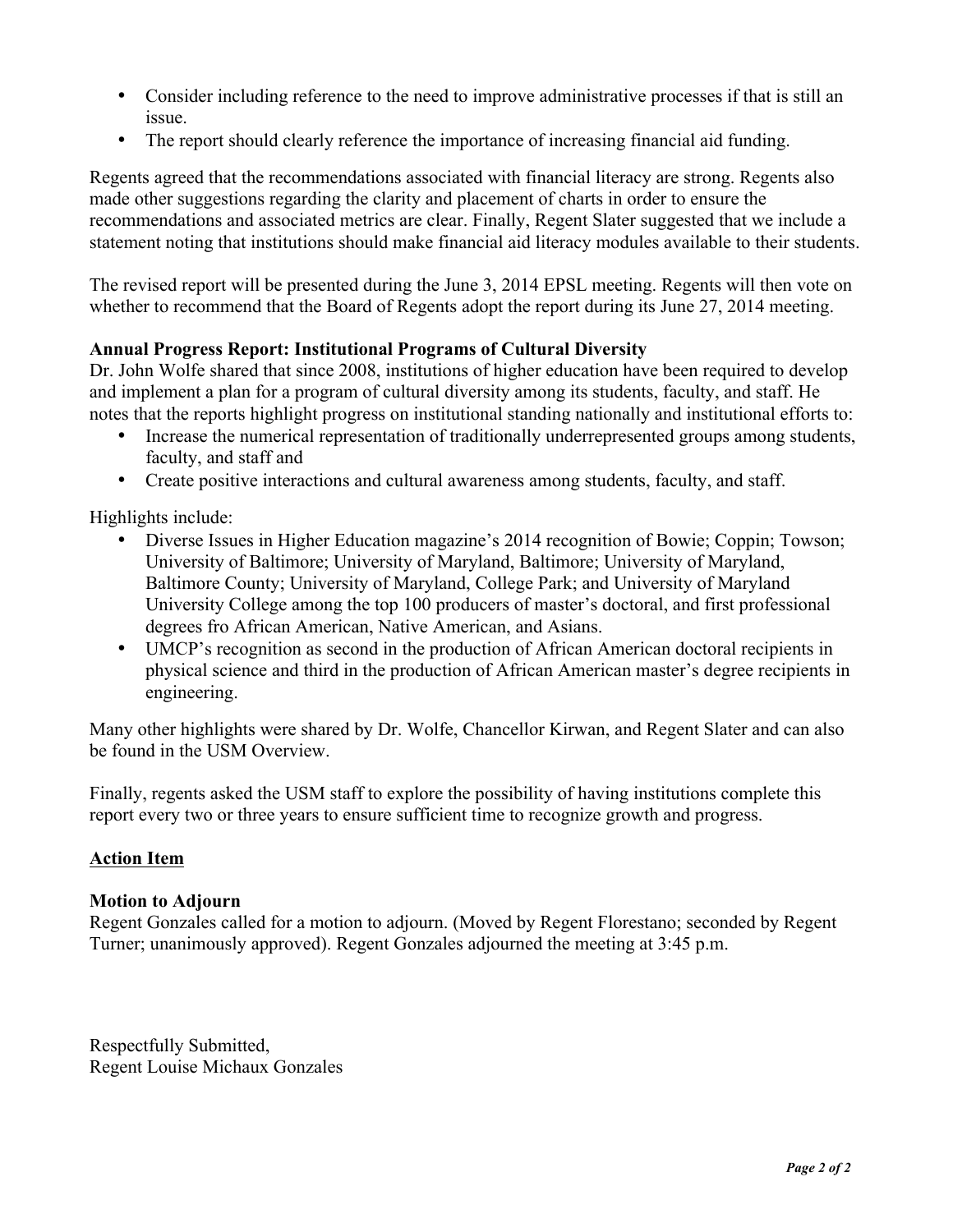- Consider including reference to the need to improve administrative processes if that is still an issue.
- The report should clearly reference the importance of increasing financial aid funding.

Regents agreed that the recommendations associated with financial literacy are strong. Regents also made other suggestions regarding the clarity and placement of charts in order to ensure the recommendations and associated metrics are clear. Finally, Regent Slater suggested that we include a statement noting that institutions should make financial aid literacy modules available to their students.

The revised report will be presented during the June 3, 2014 EPSL meeting. Regents will then vote on whether to recommend that the Board of Regents adopt the report during its June 27, 2014 meeting.

**Annual Progress Report: Institutional Programs of Cultural Diversity**
Dr. John Wolfe shared that since 2008, institutions of higher education have been required to develop and implement a plan for a program of cultural diversity among its students, faculty, and staff. He notes that the reports highlight progress on institutional standing nationally and institutional efforts to:

- Increase the numerical representation of traditionally underrepresented groups among students, faculty, and staff and
- Create positive interactions and cultural awareness among students, faculty, and staff.

Highlights include:

- Diverse Issues in Higher Education magazine's 2014 recognition of Bowie; Coppin; Towson; University of Baltimore; University of Maryland, Baltimore; University of Maryland, Baltimore County; University of Maryland, College Park; and University of Maryland University College among the top 100 producers of master's doctoral, and first professional degrees fro African American, Native American, and Asians.
- UMCP's recognition as second in the production of African American doctoral recipients in physical science and third in the production of African American master's degree recipients in engineering.

Many other highlights were shared by Dr. Wolfe, Chancellor Kirwan, and Regent Slater and can also be found in the USM Overview.

Finally, regents asked the USM staff to explore the possibility of having institutions complete this report every two or three years to ensure sufficient time to recognize growth and progress.

**<u>Action Item</u>**

**Motion to Adjourn**
Regent Gonzales called for a motion to adjourn. (Moved by Regent Florestano; seconded by Regent Turner; unanimously approved). Regent Gonzales adjourned the meeting at 3:45 p.m.

Respectfully Submitted,
Regent Louise Michaux Gonzales